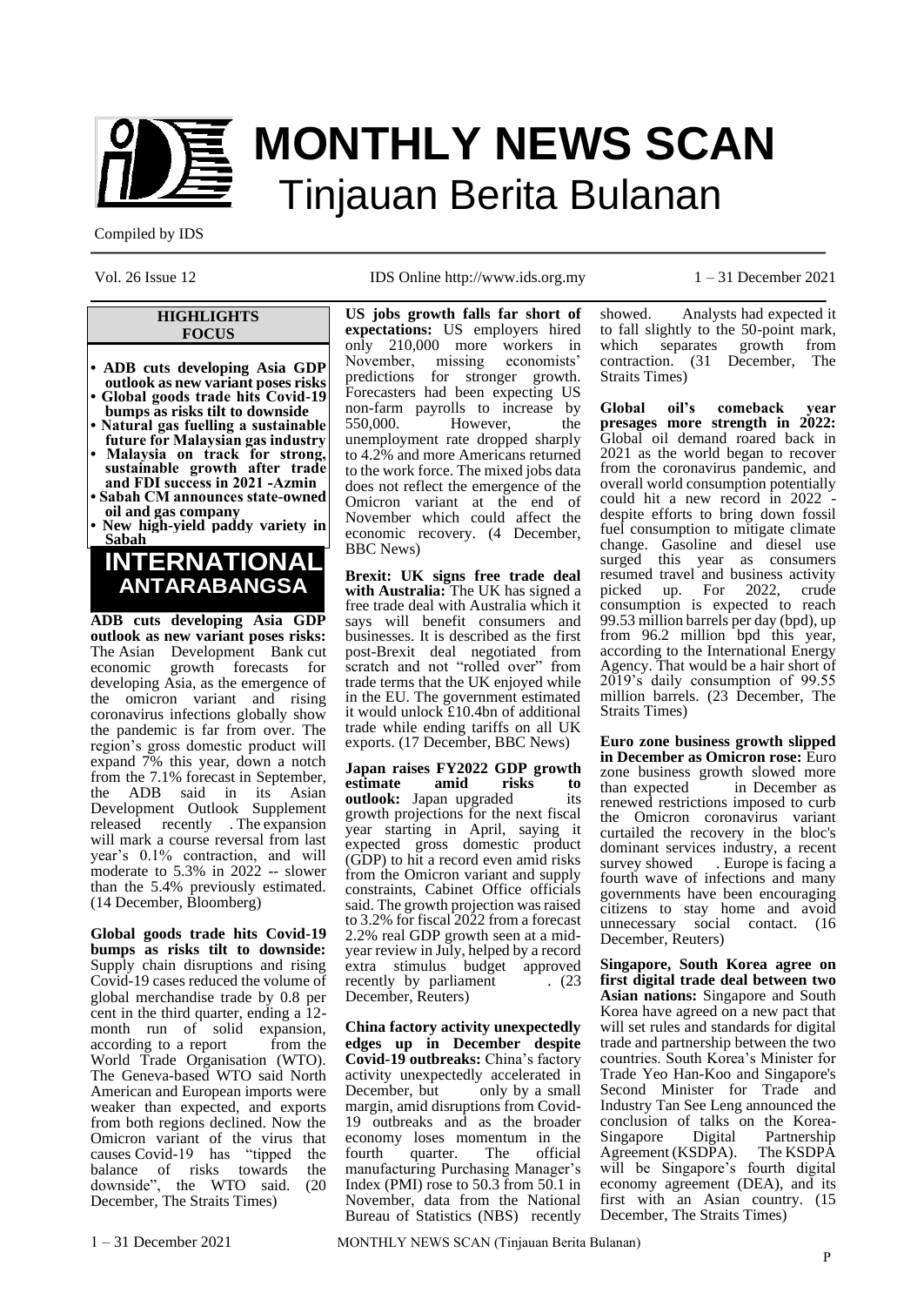# MONTHLY NEWS SCAN

## Tinjauan Berita Bulanan

Compiled by IDS

Vol. 26 Issue 12 IDS Online http://www.ids.org.my 1 – 31 December 2021

### HIGHLIGHTS FOCUS

- **ADB cuts developing Asia GDP outlook as new variant poses risks**
- **Global goods trade hits Covid-19 bumps as risks tilt to downside**
- **Natural gas fuelling a sustainable future for Malaysian gas industry**
- **Malaysia on track for strong, sustainable growth after trade and FDI success in 2021 -Azmin**
- **Sabah CM announces state-owned oil and gas company**
- **New high-yield paddy variety in Sabah**

## INTERNATIONAL ANTARABANGSA

**ADB cuts developing Asia GDP outlook as new variant poses risks:** The Asian Development Bank cut economic growth forecasts for developing Asia, as the emergence of the omicron variant and rising coronavirus infections globally show the pandemic is far from over. The region's gross domestic product will expand 7% this year, down a notch from the 7.1% forecast in September, the ADB said in its Asian Development Outlook Supplement released recently . The expansion will mark a course reversal from last year's 0.1% contraction, and will moderate to 5.3% in 2022 -- slower than the 5.4% previously estimated. (14 December, Bloomberg)

**Global goods trade hits Covid-19 bumps as risks tilt to downside:** Supply chain disruptions and rising Covid-19 cases reduced the volume of global merchandise trade by 0.8 per cent in the third quarter, ending a 12-month run of solid expansion, according to a report from the World Trade Organisation (WTO). The Geneva-based WTO said North American and European imports were weaker than expected, and exports from both regions declined. Now the Omicron variant of the virus that causes Covid-19 has "tipped the balance of risks towards the downside", the WTO said. (20 December, The Straits Times)

**US jobs growth falls far short of expectations:** US employers hired only 210,000 more workers in November, missing economists' predictions for stronger growth. Forecasters had been expecting US non-farm payrolls to increase by 550,000. However, the unemployment rate dropped sharply to 4.2% and more Americans returned to the work force. The mixed jobs data does not reflect the emergence of the Omicron variant at the end of November which could affect the economic recovery. (4 December, BBC News)

**Brexit: UK signs free trade deal with Australia:** The UK has signed a free trade deal with Australia which it says will benefit consumers and businesses. It is described as the first post-Brexit deal negotiated from scratch and not "rolled over" from trade terms that the UK enjoyed while in the EU. The government estimated it would unlock £10.4bn of additional trade while ending tariffs on all UK exports. (17 December, BBC News)

**Japan raises FY2022 GDP growth estimate amid risks to outlook:** Japan upgraded its growth projections for the next fiscal year starting in April, saying it expected gross domestic product (GDP) to hit a record even amid risks from the Omicron variant and supply constraints, Cabinet Office officials said. The growth projection was raised to 3.2% for fiscal 2022 from a forecast 2.2% real GDP growth seen at a mid-year review in July, helped by a record extra stimulus budget approved recently by parliament . (23 December, Reuters)

**China factory activity unexpectedly edges up in December despite Covid-19 outbreaks:** China's factory activity unexpectedly accelerated in December, but only by a small margin, amid disruptions from Covid-19 outbreaks and as the broader economy loses momentum in the fourth quarter. The official manufacturing Purchasing Manager's Index (PMI) rose to 50.3 from 50.1 in November, data from the National Bureau of Statistics (NBS) recently showed. Analysts had expected it to fall slightly to the 50-point mark, which separates growth from contraction. (31 December, The Straits Times)

**Global oil's comeback year presages more strength in 2022:** Global oil demand roared back in 2021 as the world began to recover from the coronavirus pandemic, and overall world consumption potentially could hit a new record in 2022 - despite efforts to bring down fossil fuel consumption to mitigate climate change. Gasoline and diesel use surged this year as consumers resumed travel and business activity picked up. For 2022, crude consumption is expected to reach 99.53 million barrels per day (bpd), up from 96.2 million bpd this year, according to the International Energy Agency. That would be a hair short of 2019's daily consumption of 99.55 million barrels. (23 December, The Straits Times)

**Euro zone business growth slipped in December as Omicron rose:** Euro zone business growth slowed more than expected in December as renewed restrictions imposed to curb the Omicron coronavirus variant curtailed the recovery in the bloc's dominant services industry, a recent survey showed . Europe is facing a fourth wave of infections and many governments have been encouraging citizens to stay home and avoid unnecessary social contact. (16 December, Reuters)

**Singapore, South Korea agree on first digital trade deal between two Asian nations:** Singapore and South Korea have agreed on a new pact that will set rules and standards for digital trade and partnership between the two countries. South Korea's Minister for Trade Yeo Han-Koo and Singapore's Second Minister for Trade and Industry Tan See Leng announced the conclusion of talks on the Korea-Singapore Digital Partnership Agreement (KSDPA). The KSDPA will be Singapore's fourth digital economy agreement (DEA), and its first with an Asian country. (15 December, The Straits Times)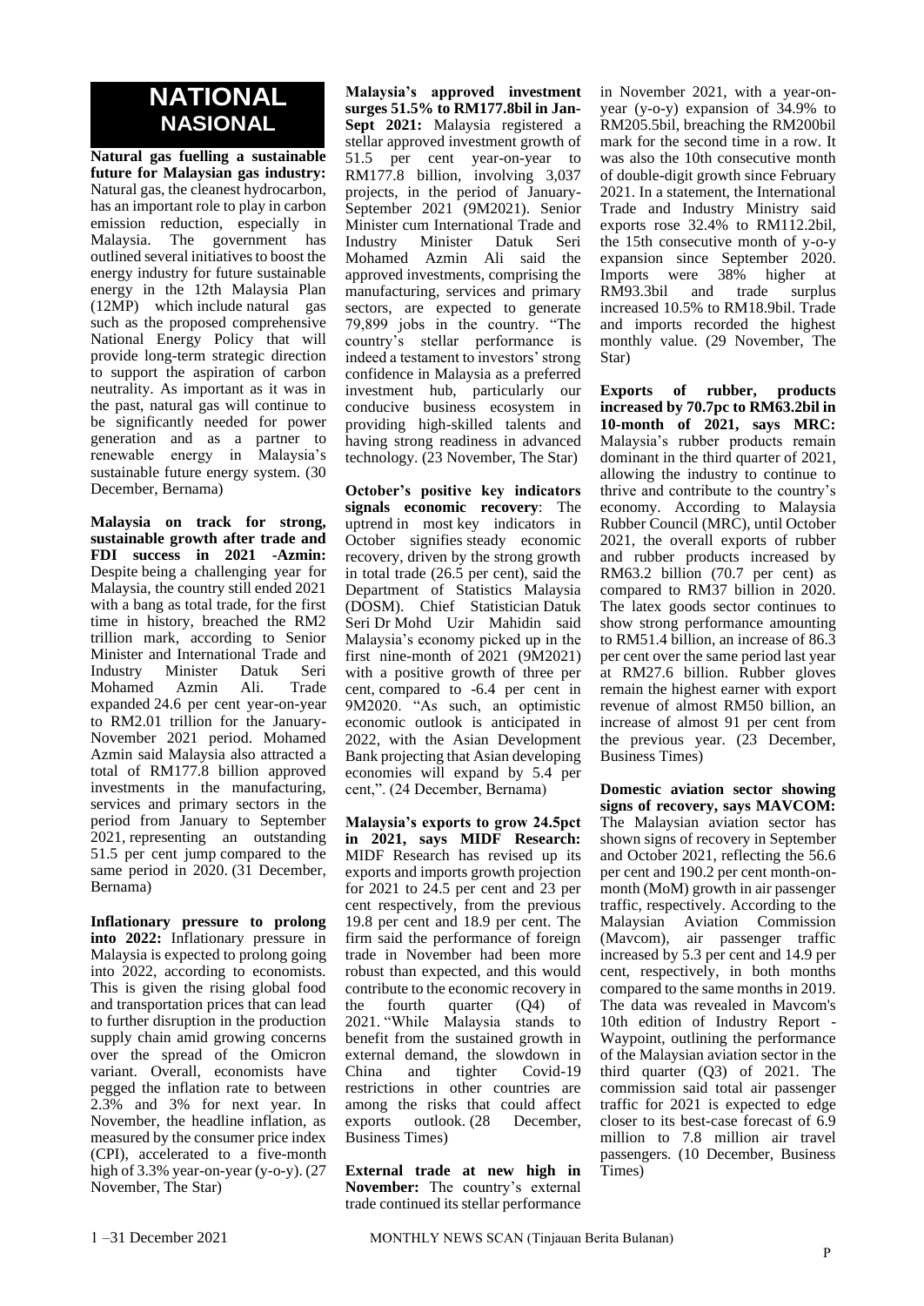# NATIONAL
## NASIONAL

**Natural gas fuelling a sustainable future for Malaysian gas industry:** Natural gas, the cleanest hydrocarbon, has an important role to play in carbon emission reduction, especially in Malaysia. The government has outlined several initiatives to boost the energy industry for future sustainable energy in the 12th Malaysia Plan (12MP) which include natural gas such as the proposed comprehensive National Energy Policy that will provide long-term strategic direction to support the aspiration of carbon neutrality. As important as it was in the past, natural gas will continue to be significantly needed for power generation and as a partner to renewable energy in Malaysia's sustainable future energy system. (30 December, Bernama)

**Malaysia on track for strong, sustainable growth after trade and FDI success in 2021 -Azmin:** Despite being a challenging year for Malaysia, the country still ended 2021 with a bang as total trade, for the first time in history, breached the RM2 trillion mark, according to Senior Minister and International Trade and Industry Minister Datuk Seri Mohamed Azmin Ali. Trade expanded 24.6 per cent year-on-year to RM2.01 trillion for the January-November 2021 period. Mohamed Azmin said Malaysia also attracted a total of RM177.8 billion approved investments in the manufacturing, services and primary sectors in the period from January to September 2021, representing an outstanding 51.5 per cent jump compared to the same period in 2020. (31 December, Bernama)

**Inflationary pressure to prolong into 2022:** Inflationary pressure in Malaysia is expected to prolong going into 2022, according to economists. This is given the rising global food and transportation prices that can lead to further disruption in the production supply chain amid growing concerns over the spread of the Omicron variant. Overall, economists have pegged the inflation rate to between 2.3% and 3% for next year. In November, the headline inflation, as measured by the consumer price index (CPI), accelerated to a five-month high of 3.3% year-on-year (y-o-y). (27 November, The Star)

**Malaysia's approved investment surges 51.5% to RM177.8bil in Jan-Sept 2021:** Malaysia registered a stellar approved investment growth of 51.5 per cent year-on-year to RM177.8 billion, involving 3,037 projects, in the period of January-September 2021 (9M2021). Senior Minister cum International Trade and Industry Minister Datuk Seri Mohamed Azmin Ali said the approved investments, comprising the manufacturing, services and primary sectors, are expected to generate 79,899 jobs in the country. "The country's stellar performance is indeed a testament to investors' strong confidence in Malaysia as a preferred investment hub, particularly our conducive business ecosystem in providing high-skilled talents and having strong readiness in advanced technology. (23 November, The Star)

**October's positive key indicators signals economic recovery**: The uptrend in most key indicators in October signifies steady economic recovery, driven by the strong growth in total trade (26.5 per cent), said the Department of Statistics Malaysia (DOSM). Chief Statistician Datuk Seri Dr Mohd Uzir Mahidin said Malaysia's economy picked up in the first nine-month of 2021 (9M2021) with a positive growth of three per cent, compared to -6.4 per cent in 9M2020. "As such, an optimistic economic outlook is anticipated in 2022, with the Asian Development Bank projecting that Asian developing economies will expand by 5.4 per cent,". (24 December, Bernama)

**Malaysia's exports to grow 24.5pct in 2021, says MIDF Research:** MIDF Research has revised up its exports and imports growth projection for 2021 to 24.5 per cent and 23 per cent respectively, from the previous 19.8 per cent and 18.9 per cent. The firm said the performance of foreign trade in November had been more robust than expected, and this would contribute to the economic recovery in the fourth quarter (Q4) of 2021. "While Malaysia stands to benefit from the sustained growth in external demand, the slowdown in China and tighter Covid-19 restrictions in other countries are among the risks that could affect exports outlook. (28 December, Business Times)

**External trade at new high in November:** The country's external trade continued its stellar performance in November 2021, with a year-on-year (y-o-y) expansion of 34.9% to RM205.5bil, breaching the RM200bil mark for the second time in a row. It was also the 10th consecutive month of double-digit growth since February 2021. In a statement, the International Trade and Industry Ministry said exports rose 32.4% to RM112.2bil, the 15th consecutive month of y-o-y expansion since September 2020. Imports were 38% higher at RM93.3bil and trade surplus increased 10.5% to RM18.9bil. Trade and imports recorded the highest monthly value. (29 November, The Star)

**Exports of rubber, products increased by 70.7pc to RM63.2bil in 10-month of 2021, says MRC:** Malaysia's rubber products remain dominant in the third quarter of 2021, allowing the industry to continue to thrive and contribute to the country's economy. According to Malaysia Rubber Council (MRC), until October 2021, the overall exports of rubber and rubber products increased by RM63.2 billion (70.7 per cent) as compared to RM37 billion in 2020. The latex goods sector continues to show strong performance amounting to RM51.4 billion, an increase of 86.3 per cent over the same period last year at RM27.6 billion. Rubber gloves remain the highest earner with export revenue of almost RM50 billion, an increase of almost 91 per cent from the previous year. (23 December, Business Times)

**Domestic aviation sector showing signs of recovery, says MAVCOM:** The Malaysian aviation sector has shown signs of recovery in September and October 2021, reflecting the 56.6 per cent and 190.2 per cent month-on-month (MoM) growth in air passenger traffic, respectively. According to the Malaysian Aviation Commission (Mavcom), air passenger traffic increased by 5.3 per cent and 14.9 per cent, respectively, in both months compared to the same months in 2019. The data was revealed in Mavcom's 10th edition of Industry Report - Waypoint, outlining the performance of the Malaysian aviation sector in the third quarter (Q3) of 2021. The commission said total air passenger traffic for 2021 is expected to edge closer to its best-case forecast of 6.9 million to 7.8 million air travel passengers. (10 December, Business Times)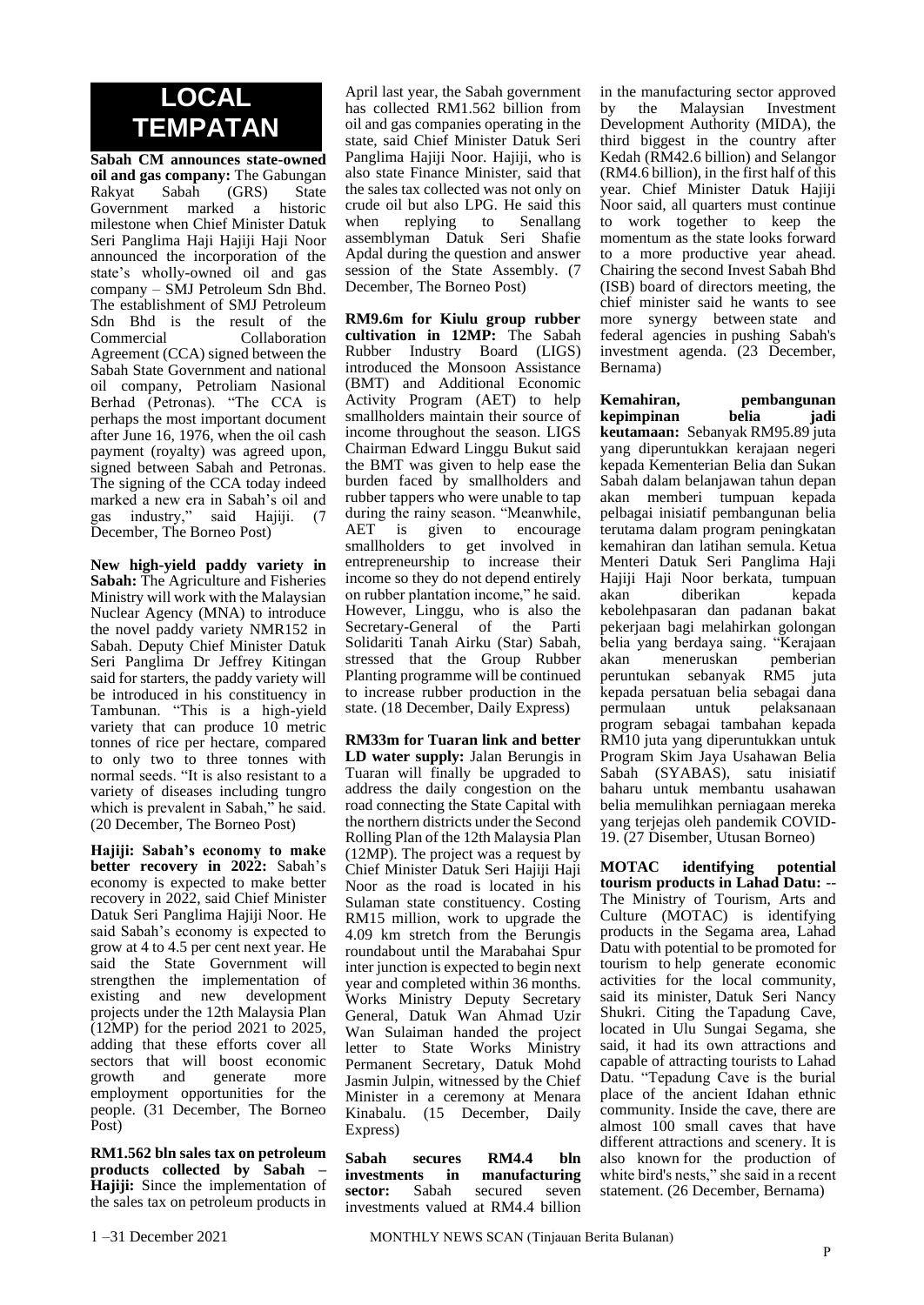# LOCAL TEMPATAN

**Sabah CM announces state-owned oil and gas company:** The Gabungan Rakyat Sabah (GRS) State Government marked a historic milestone when Chief Minister Datuk Seri Panglima Haji Hajiji Haji Noor announced the incorporation of the state's wholly-owned oil and gas company – SMJ Petroleum Sdn Bhd. The establishment of SMJ Petroleum Sdn Bhd is the result of the Commercial Collaboration Agreement (CCA) signed between the Sabah State Government and national oil company, Petroliam Nasional Berhad (Petronas). "The CCA is perhaps the most important document after June 16, 1976, when the oil cash payment (royalty) was agreed upon, signed between Sabah and Petronas. The signing of the CCA today indeed marked a new era in Sabah's oil and gas industry," said Hajiji. (7 December, The Borneo Post)

**New high-yield paddy variety in Sabah:** The Agriculture and Fisheries Ministry will work with the Malaysian Nuclear Agency (MNA) to introduce the novel paddy variety NMR152 in Sabah. Deputy Chief Minister Datuk Seri Panglima Dr Jeffrey Kitingan said for starters, the paddy variety will be introduced in his constituency in Tambunan. "This is a high-yield variety that can produce 10 metric tonnes of rice per hectare, compared to only two to three tonnes with normal seeds. "It is also resistant to a variety of diseases including tungro which is prevalent in Sabah," he said. (20 December, The Borneo Post)

**Hajiji: Sabah's economy to make better recovery in 2022:** Sabah's economy is expected to make better recovery in 2022, said Chief Minister Datuk Seri Panglima Hajiji Noor. He said Sabah's economy is expected to grow at 4 to 4.5 per cent next year. He said the State Government will strengthen the implementation of existing and new development projects under the 12th Malaysia Plan (12MP) for the period 2021 to 2025, adding that these efforts cover all sectors that will boost economic growth and generate more employment opportunities for the people. (31 December, The Borneo Post)

**RM1.562 bln sales tax on petroleum products collected by Sabah – Hajiji:** Since the implementation of the sales tax on petroleum products in April last year, the Sabah government has collected RM1.562 billion from oil and gas companies operating in the state, said Chief Minister Datuk Seri Panglima Hajiji Noor. Hajiji, who is also state Finance Minister, said that the sales tax collected was not only on crude oil but also LPG. He said this when replying to Senallang assemblyman Datuk Seri Shafie Apdal during the question and answer session of the State Assembly. (7 December, The Borneo Post)

**RM9.6m for Kiulu group rubber cultivation in 12MP:** The Sabah Rubber Industry Board (LIGS) introduced the Monsoon Assistance (BMT) and Additional Economic Activity Program (AET) to help smallholders maintain their source of income throughout the season. LIGS Chairman Edward Linggu Bukut said the BMT was given to help ease the burden faced by smallholders and rubber tappers who were unable to tap during the rainy season. "Meanwhile, AET is given to encourage smallholders to get involved in entrepreneurship to increase their income so they do not depend entirely on rubber plantation income," he said. However, Linggu, who is also the Secretary-General of the Parti Solidariti Tanah Airku (Star) Sabah, stressed that the Group Rubber Planting programme will be continued to increase rubber production in the state. (18 December, Daily Express)

**RM33m for Tuaran link and better LD water supply:** Jalan Berungis in Tuaran will finally be upgraded to address the daily congestion on the road connecting the State Capital with the northern districts under the Second Rolling Plan of the 12th Malaysia Plan (12MP). The project was a request by Chief Minister Datuk Seri Hajiji Haji Noor as the road is located in his Sulaman state constituency. Costing RM15 million, work to upgrade the 4.09 km stretch from the Berungis roundabout until the Marabahai Spur inter junction is expected to begin next year and completed within 36 months. Works Ministry Deputy Secretary General, Datuk Wan Ahmad Uzir Wan Sulaiman handed the project letter to State Works Ministry Permanent Secretary, Datuk Mohd Jasmin Julpin, witnessed by the Chief Minister in a ceremony at Menara Kinabalu. (15 December, Daily Express)

**Sabah secures RM4.4 bln investments in manufacturing sector:** Sabah secured seven investments valued at RM4.4 billion in the manufacturing sector approved by the Malaysian Investment Development Authority (MIDA), the third biggest in the country after Kedah (RM42.6 billion) and Selangor (RM4.6 billion), in the first half of this year. Chief Minister Datuk Hajiji Noor said, all quarters must continue to work together to keep the momentum as the state looks forward to a more productive year ahead. Chairing the second Invest Sabah Bhd (ISB) board of directors meeting, the chief minister said he wants to see more synergy between state and federal agencies in pushing Sabah's investment agenda. (23 December, Bernama)

**Kemahiran, pembangunan kepimpinan belia jadi keutamaan:** Sebanyak RM95.89 juta yang diperuntukkan kerajaan negeri kepada Kementerian Belia dan Sukan Sabah dalam belanjawan tahun depan akan memberi tumpuan kepada pelbagai inisiatif pembangunan belia terutama dalam program peningkatan kemahiran dan latihan semula. Ketua Menteri Datuk Seri Panglima Haji Hajiji Haji Noor berkata, tumpuan akan diberikan kepada kebolehpasaran dan padanan bakat pekerjaan bagi melahirkan golongan belia yang berdaya saing. "Kerajaan akan meneruskan pemberian peruntukan sebanyak RM5 juta kepada persatuan belia sebagai dana permulaan untuk pelaksanaan program sebagai tambahan kepada RM10 juta yang diperuntukkan untuk Program Skim Jaya Usahawan Belia Sabah (SYABAS), satu inisiatif baharu untuk membantu usahawan belia memulihkan perniagaan mereka yang terjejas oleh pandemik COVID-19. (27 Disember, Utusan Borneo)

**MOTAC identifying potential tourism products in Lahad Datu:** -- The Ministry of Tourism, Arts and Culture (MOTAC) is identifying products in the Segama area, Lahad Datu with potential to be promoted for tourism to help generate economic activities for the local community, said its minister, Datuk Seri Nancy Shukri. Citing the Tapadung Cave, located in Ulu Sungai Segama, she said, it had its own attractions and capable of attracting tourists to Lahad Datu. "Tepadung Cave is the burial place of the ancient Idahan ethnic community. Inside the cave, there are almost 100 small caves that have different attractions and scenery. It is also known for the production of white bird's nests," she said in a recent statement. (26 December, Bernama)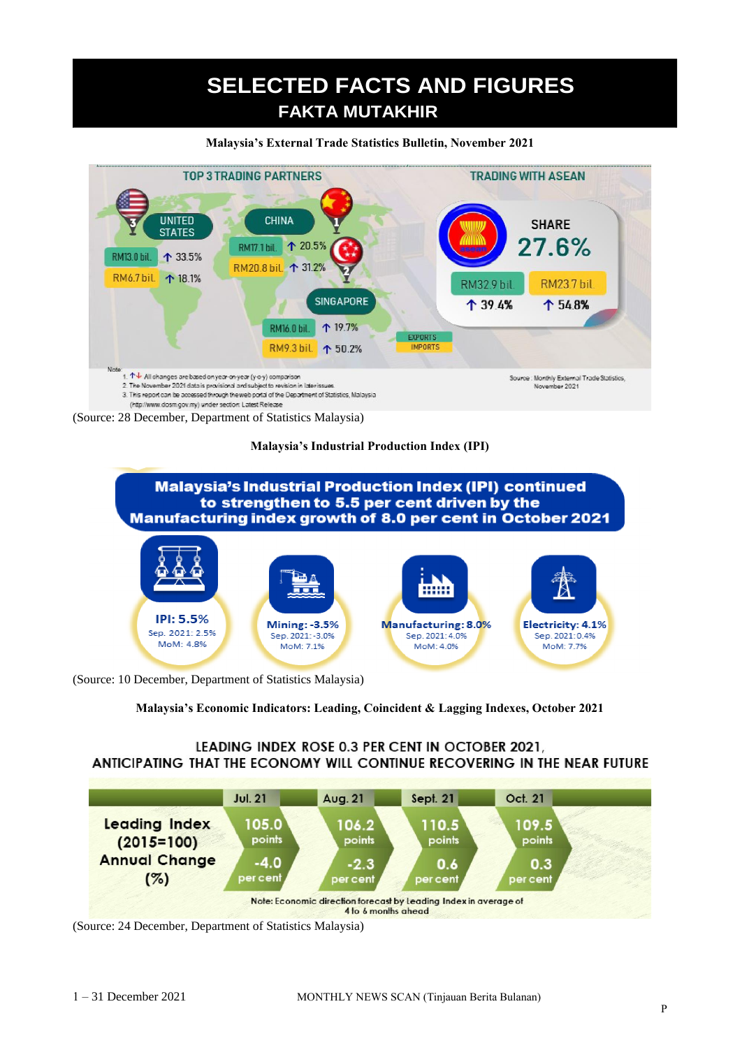# SELECTED FACTS AND FIGURES
## FAKTA MUTAKHIR

**Malaysia's External Trade Statistics Bulletin, November 2021**

TOP 3 TRADING PARTNERS

| Partner | Exports | Change | Imports | Change |
|---|---|---|---|---|
| 1 CHINA | RM17.1 bil. | ↑ 20.5% | RM20.8 bil. | ↑ 31.2% |
| 2 SINGAPORE | RM16.0 bil. | ↑ 19.7% | RM9.3 bil. | ↑ 50.2% |
| 3 UNITED STATES | RM13.0 bil. | ↑ 33.5% | RM6.7 bil. | ↑ 18.1% |

TRADING WITH ASEAN

SHARE 27.6%

| EXPORTS | IMPORTS |
|---|---|
| RM32.9 bil. | RM23.7 bil. |
| ↑ 39.4% | ↑ 54.8% |

Note:
1. ↑↓ All changes are based on year-on-year (y-o-y) comparison
2. The November 2021 data is provisional and subject to revision in later issues
3. This report can be accessed through the web portal of the Department of Statistics, Malaysia (http://www.dosm.gov.my) under section: Latest Release

Source: Monthly External Trade Statistics, November 2021

(Source: 28 December, Department of Statistics Malaysia)

**Malaysia's Industrial Production Index (IPI)**

**Malaysia's Industrial Production Index (IPI) continued to strengthen to 5.5 per cent driven by the Manufacturing index growth of 8.0 per cent in October 2021**

| | IPI | Mining | Manufacturing | Electricity |
|---|---|---|---|---|
| Oct. 2021 | 5.5% | -3.5% | 8.0% | 4.1% |
| Sep. 2021 | 2.5% | -3.0% | 4.0% | 0.4% |
| MoM | 4.8% | 7.1% | 4.0% | 7.7% |

(Source: 10 December, Department of Statistics Malaysia)

**Malaysia's Economic Indicators: Leading, Coincident & Lagging Indexes, October 2021**

LEADING INDEX ROSE 0.3 PER CENT IN OCTOBER 2021, ANTICIPATING THAT THE ECONOMY WILL CONTINUE RECOVERING IN THE NEAR FUTURE

| | Jul. 21 | Aug. 21 | Sept. 21 | Oct. 21 |
|---|---|---|---|---|
| Leading Index (2015=100) | 105.0 points | 106.2 points | 110.5 points | 109.5 points |
| Annual Change (%) | -4.0 per cent | -2.3 per cent | 0.6 per cent | 0.3 per cent |

Note: Economic direction forecast by Leading Index in average of 4 to 6 months ahead

(Source: 24 December, Department of Statistics Malaysia)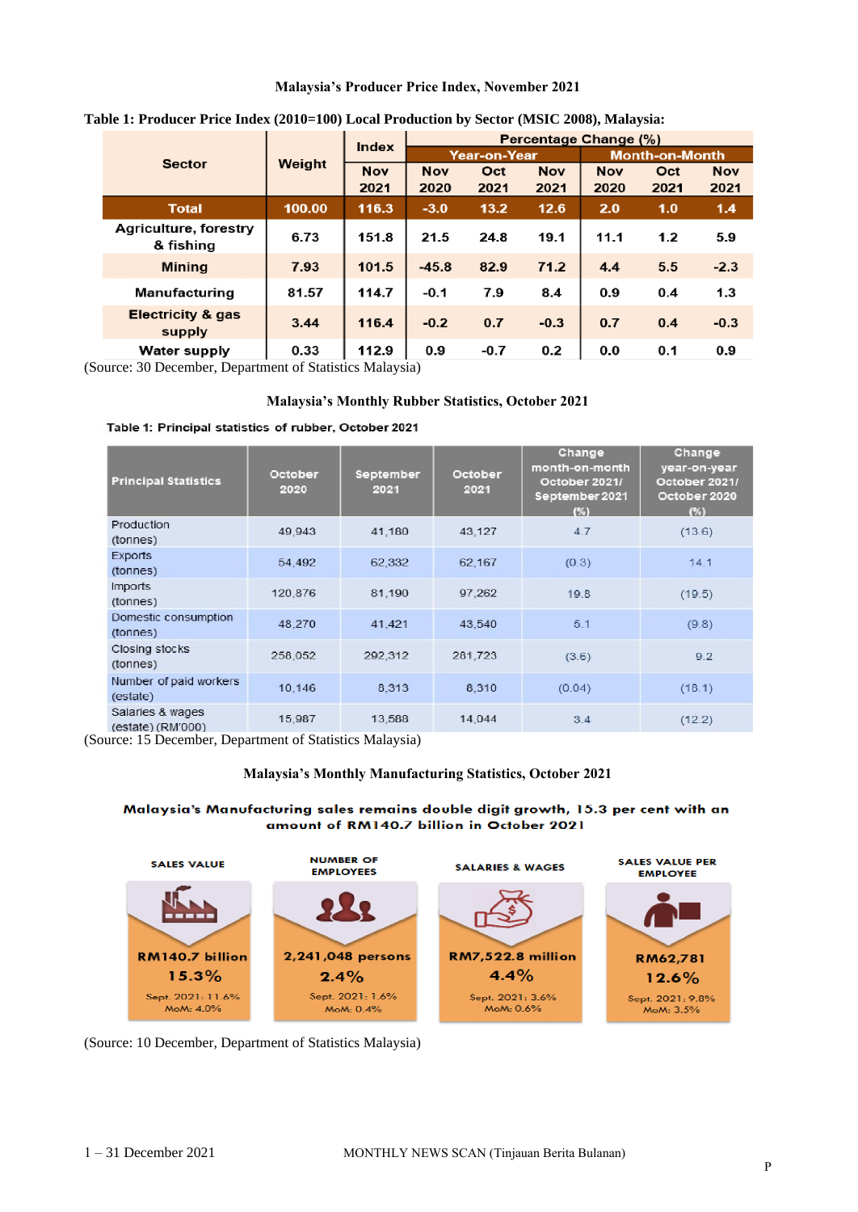**Malaysia's Producer Price Index, November 2021**

**Table 1: Producer Price Index (2010=100) Local Production by Sector (MSIC 2008), Malaysia:**

| Sector | Weight | Index | Percentage Change (%) | | | | | |
|---|---|---|---|---|---|---|---|---|
| | | | Year-on-Year | | | Month-on-Month | | |
| | | Nov 2021 | Nov 2020 | Oct 2021 | Nov 2021 | Nov 2020 | Oct 2021 | Nov 2021 |
| **Total** | **100.00** | **116.3** | **-3.0** | **13.2** | **12.6** | **2.0** | **1.0** | **1.4** |
| Agriculture, forestry & fishing | 6.73 | 151.8 | 21.5 | 24.8 | 19.1 | 11.1 | 1.2 | 5.9 |
| Mining | 7.93 | 101.5 | -45.8 | 82.9 | 71.2 | 4.4 | 5.5 | -2.3 |
| Manufacturing | 81.57 | 114.7 | -0.1 | 7.9 | 8.4 | 0.9 | 0.4 | 1.3 |
| Electricity & gas supply | 3.44 | 116.4 | -0.2 | 0.7 | -0.3 | 0.7 | 0.4 | -0.3 |
| Water supply | 0.33 | 112.9 | 0.9 | -0.7 | 0.2 | 0.0 | 0.1 | 0.9 |

(Source: 30 December, Department of Statistics Malaysia)

**Malaysia's Monthly Rubber Statistics, October 2021**

**Table 1: Principal statistics of rubber, October 2021**

| Principal Statistics | October 2020 | September 2021 | October 2021 | Change month-on-month October 2021/ September 2021 (%) | Change year-on-year October 2021/ October 2020 (%) |
|---|---|---|---|---|---|
| Production (tonnes) | 49,943 | 41,180 | 43,127 | 4.7 | (13.6) |
| Exports (tonnes) | 54,492 | 62,332 | 62,167 | (0.3) | 14.1 |
| Imports (tonnes) | 120,876 | 81,190 | 97,262 | 19.8 | (19.5) |
| Domestic consumption (tonnes) | 48,270 | 41,421 | 43,540 | 5.1 | (9.8) |
| Closing stocks (tonnes) | 258,052 | 292,312 | 281,723 | (3.6) | 9.2 |
| Number of paid workers (estate) | 10,146 | 8,313 | 8,310 | (0.04) | (18.1) |
| Salaries & wages (estate) (RM'000) | 15,987 | 13,588 | 14,044 | 3.4 | (12.2) |

(Source: 15 December, Department of Statistics Malaysia)

**Malaysia's Monthly Manufacturing Statistics, October 2021**

**Malaysia's Manufacturing sales remains double digit growth, 15.3 per cent with an amount of RM140.7 billion in October 2021**

| SALES VALUE | NUMBER OF EMPLOYEES | SALARIES & WAGES | SALES VALUE PER EMPLOYEE |
|---|---|---|---|
| RM140.7 billion | 2,241,048 persons | RM7,522.8 million | RM62,781 |
| 15.3% | 2.4% | 4.4% | 12.6% |
| Sept. 2021: 11.6% MoM: 4.0% | Sept. 2021: 1.6% MoM: 0.4% | Sept. 2021: 3.6% MoM: 0.6% | Sept. 2021: 9.8% MoM: 3.5% |

(Source: 10 December, Department of Statistics Malaysia)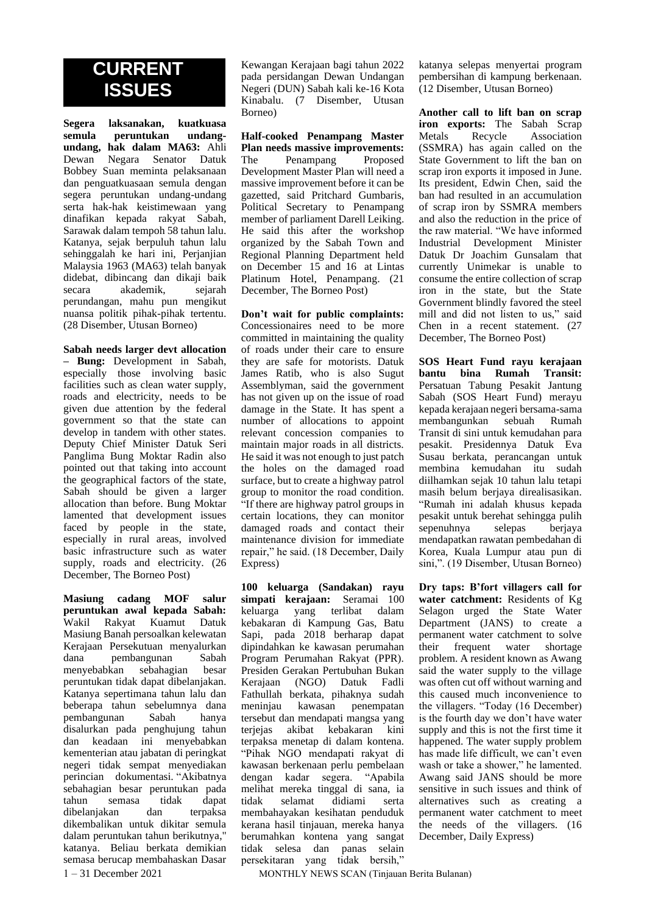# CURRENT ISSUES

**Segera laksanakan, kuatkuasa semula peruntukan undang-undang, hak dalam MA63:** Ahli Dewan Negara Senator Datuk Bobbey Suan meminta pelaksanaan dan penguatkuasaan semula dengan segera peruntukan undang-undang serta hak-hak keistimewaan yang dinafikan kepada rakyat Sabah, Sarawak dalam tempoh 58 tahun lalu. Katanya, sejak berpuluh tahun lalu sehinggalah ke hari ini, Perjanjian Malaysia 1963 (MA63) telah banyak didebat, dibincang dan dikaji baik secara akademik, sejarah perundangan, mahu pun mengikut nuansa politik pihak-pihak tertentu. (28 Disember, Utusan Borneo)

**Sabah needs larger devt allocation – Bung:** Development in Sabah, especially those involving basic facilities such as clean water supply, roads and electricity, needs to be given due attention by the federal government so that the state can develop in tandem with other states. Deputy Chief Minister Datuk Seri Panglima Bung Moktar Radin also pointed out that taking into account the geographical factors of the state, Sabah should be given a larger allocation than before. Bung Moktar lamented that development issues faced by people in the state, especially in rural areas, involved basic infrastructure such as water supply, roads and electricity. (26 December, The Borneo Post)

**Masiung cadang MOF salur peruntukan awal kepada Sabah:** Wakil Rakyat Kuamut Datuk Masiung Banah persoalkan kelewatan Kerajaan Persekutuan menyalurkan dana pembangunan Sabah menyebabkan sebahagian besar peruntukan tidak dapat dibelanjakan. Katanya sepertimana tahun lalu dan beberapa tahun sebelumnya dana pembangunan Sabah hanya disalurkan pada penghujung tahun dan keadaan ini menyebabkan kementerian atau jabatan di peringkat negeri tidak sempat menyediakan perincian dokumentasi. "Akibatnya sebahagian besar peruntukan pada tahun semasa tidak dapat dibelanjakan dan terpaksa dikembalikan untuk dikitar semula dalam peruntukan tahun berikutnya," katanya. Beliau berkata demikian semasa berucap membahaskan Dasar Kewangan Kerajaan bagi tahun 2022 pada persidangan Dewan Undangan Negeri (DUN) Sabah kali ke-16 Kota Kinabalu. (7 Disember, Utusan Borneo)

**Half-cooked Penampang Master Plan needs massive improvements:** The Penampang Proposed Development Master Plan will need a massive improvement before it can be gazetted, said Pritchard Gumbaris, Political Secretary to Penampang member of parliament Darell Leiking. He said this after the workshop organized by the Sabah Town and Regional Planning Department held on December 15 and 16 at Lintas Platinum Hotel, Penampang. (21 December, The Borneo Post)

**Don't wait for public complaints:** Concessionaires need to be more committed in maintaining the quality of roads under their care to ensure they are safe for motorists. Datuk James Ratib, who is also Sugut Assemblyman, said the government has not given up on the issue of road damage in the State. It has spent a number of allocations to appoint relevant concession companies to maintain major roads in all districts. He said it was not enough to just patch the holes on the damaged road surface, but to create a highway patrol group to monitor the road condition. "If there are highway patrol groups in certain locations, they can monitor damaged roads and contact their maintenance division for immediate repair," he said. (18 December, Daily Express)

**100 keluarga (Sandakan) rayu simpati kerajaan:** Seramai 100 keluarga yang terlibat dalam kebakaran di Kampung Gas, Batu Sapi, pada 2018 berharap dapat dipindahkan ke kawasan perumahan Program Perumahan Rakyat (PPR). Presiden Gerakan Pertubuhan Bukan Kerajaan (NGO) Datuk Fadli Fathullah berkata, pihaknya sudah meninjau kawasan penempatan tersebut dan mendapati mangsa yang terjejas akibat kebakaran kini terpaksa menetap di dalam kontena. "Pihak NGO mendapati rakyat di kawasan berkenaan perlu pembelaan dengan kadar segera. "Apabila melihat mereka tinggal di sana, ia tidak selamat didiami serta membahayakan kesihatan penduduk kerana hasil tinjauan, mereka hanya berumahkan kontena yang sangat tidak selesa dan panas selain persekitaran yang tidak bersih," katanya selepas menyertai program pembersihan di kampung berkenaan. (12 Disember, Utusan Borneo)

**Another call to lift ban on scrap iron exports:** The Sabah Scrap Metals Recycle Association (SSMRA) has again called on the State Government to lift the ban on scrap iron exports it imposed in June. Its president, Edwin Chen, said the ban had resulted in an accumulation of scrap iron by SSMRA members and also the reduction in the price of the raw material. "We have informed Industrial Development Minister Datuk Dr Joachim Gunsalam that currently Unimekar is unable to consume the entire collection of scrap iron in the state, but the State Government blindly favored the steel mill and did not listen to us," said Chen in a recent statement. (27 December, The Borneo Post)

**SOS Heart Fund rayu kerajaan bantu bina Rumah Transit:** Persatuan Tabung Pesakit Jantung Sabah (SOS Heart Fund) merayu kepada kerajaan negeri bersama-sama membangunkan sebuah Rumah Transit di sini untuk kemudahan para pesakit. Presidennya Datuk Eva Susau berkata, perancangan untuk membina kemudahan itu sudah diilhamkan sejak 10 tahun lalu tetapi masih belum berjaya direalisasikan. "Rumah ini adalah khusus kepada pesakit untuk berehat sehingga pulih sepenuhnya selepas berjaya mendapatkan rawatan pembedahan di Korea, Kuala Lumpur atau pun di sini,". (19 Disember, Utusan Borneo)

**Dry taps: B'fort villagers call for water catchment:** Residents of Kg Selagon urged the State Water Department (JANS) to create a permanent water catchment to solve their frequent water shortage problem. A resident known as Awang said the water supply to the village was often cut off without warning and this caused much inconvenience to the villagers. "Today (16 December) is the fourth day we don't have water supply and this is not the first time it happened. The water supply problem has made life difficult, we can't even wash or take a shower," he lamented. Awang said JANS should be more sensitive in such issues and think of alternatives such as creating a permanent water catchment to meet the needs of the villagers. (16 December, Daily Express)